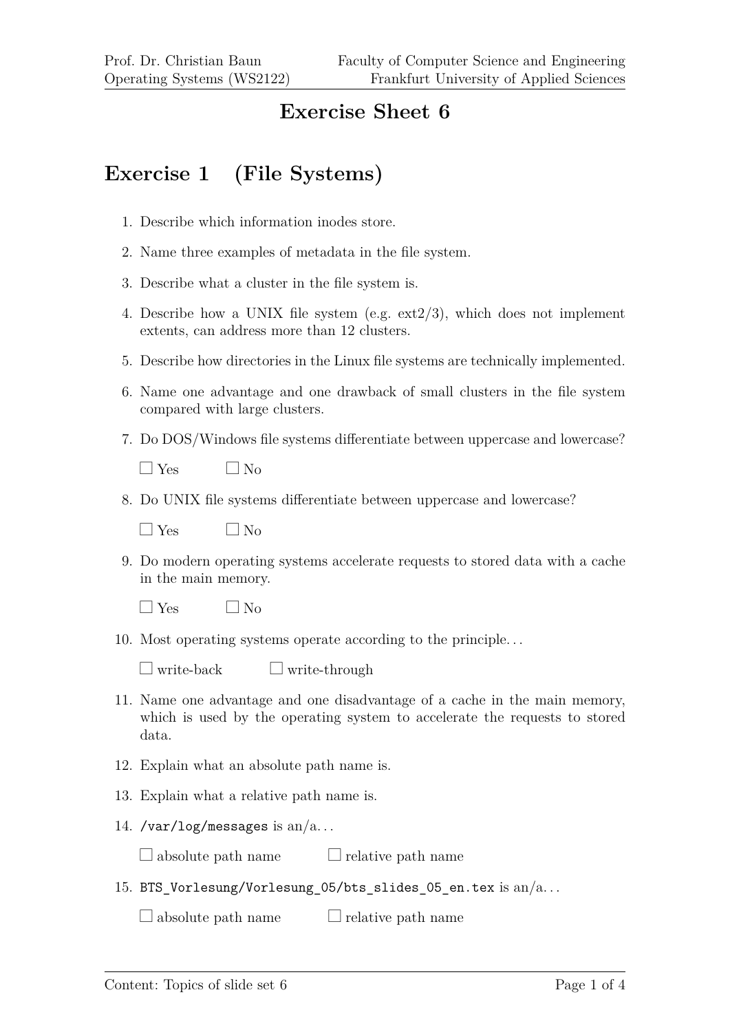# Exercise Sheet 6

## Exercise 1 (File Systems)

1. Describe which information inodes store.
2. Name three examples of metadata in the file system.
3. Describe what a cluster in the file system is.
4. Describe how a UNIX file system (e.g. ext2/3), which does not implement extents, can address more than 12 clusters.
5. Describe how directories in the Linux file systems are technically implemented.
6. Name one advantage and one drawback of small clusters in the file system compared with large clusters.
7. Do DOS/Windows file systems differentiate between uppercase and lowercase?

   ☐ Yes ☐ No

8. Do UNIX file systems differentiate between uppercase and lowercase?

   ☐ Yes ☐ No

9. Do modern operating systems accelerate requests to stored data with a cache in the main memory.

   ☐ Yes ☐ No

10. Most operating systems operate according to the principle...

    ☐ write-back ☐ write-through

11. Name one advantage and one disadvantage of a cache in the main memory, which is used by the operating system to accelerate the requests to stored data.
12. Explain what an absolute path name is.
13. Explain what a relative path name is.
14. `/var/log/messages` is an/a...

    ☐ absolute path name ☐ relative path name

15. `BTS_Vorlesung/Vorlesung_05/bts_slides_05_en.tex` is an/a...

    ☐ absolute path name ☐ relative path name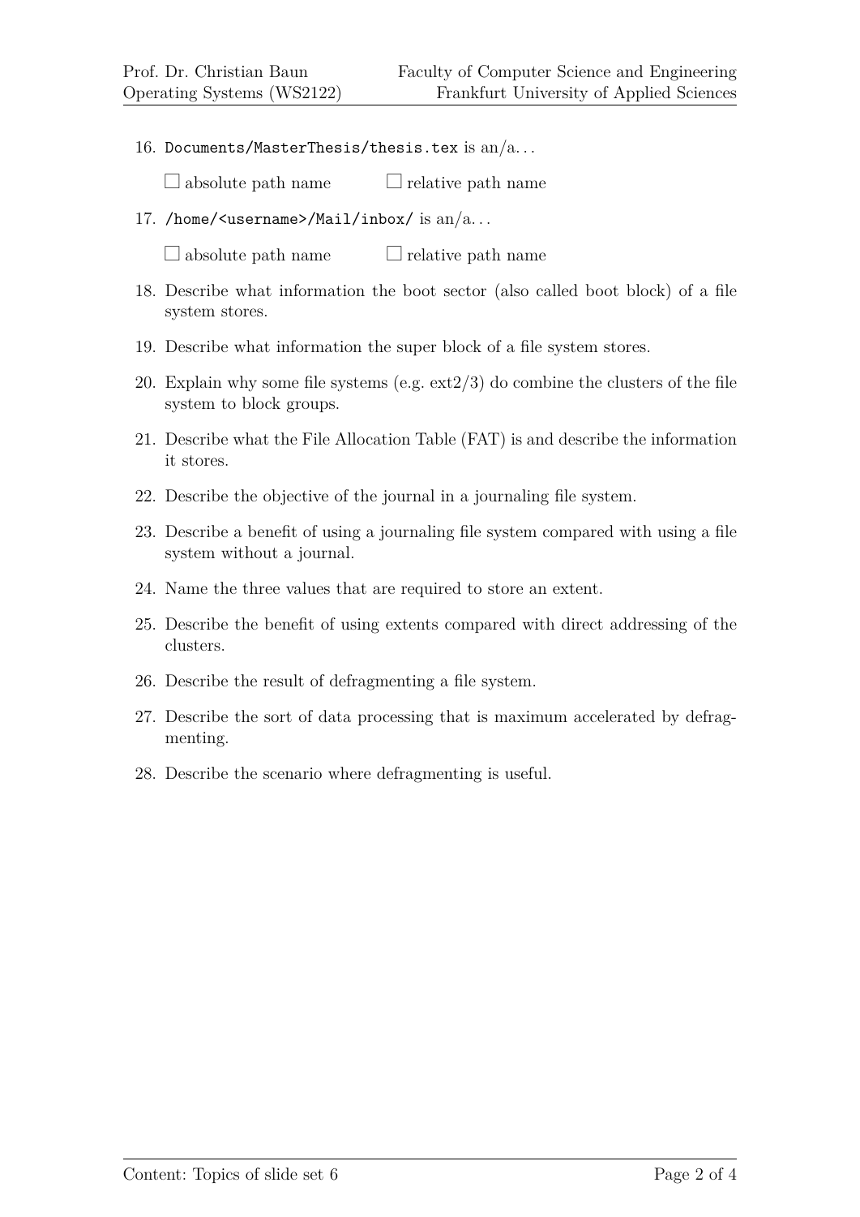16. `Documents/MasterThesis/thesis.tex` is an/a…

    ☐ absolute path name ☐ relative path name

17. `/home/<username>/Mail/inbox/` is an/a…

    ☐ absolute path name ☐ relative path name

18. Describe what information the boot sector (also called boot block) of a file system stores.

19. Describe what information the super block of a file system stores.

20. Explain why some file systems (e.g. ext2/3) do combine the clusters of the file system to block groups.

21. Describe what the File Allocation Table (FAT) is and describe the information it stores.

22. Describe the objective of the journal in a journaling file system.

23. Describe a benefit of using a journaling file system compared with using a file system without a journal.

24. Name the three values that are required to store an extent.

25. Describe the benefit of using extents compared with direct addressing of the clusters.

26. Describe the result of defragmenting a file system.

27. Describe the sort of data processing that is maximum accelerated by defragmenting.

28. Describe the scenario where defragmenting is useful.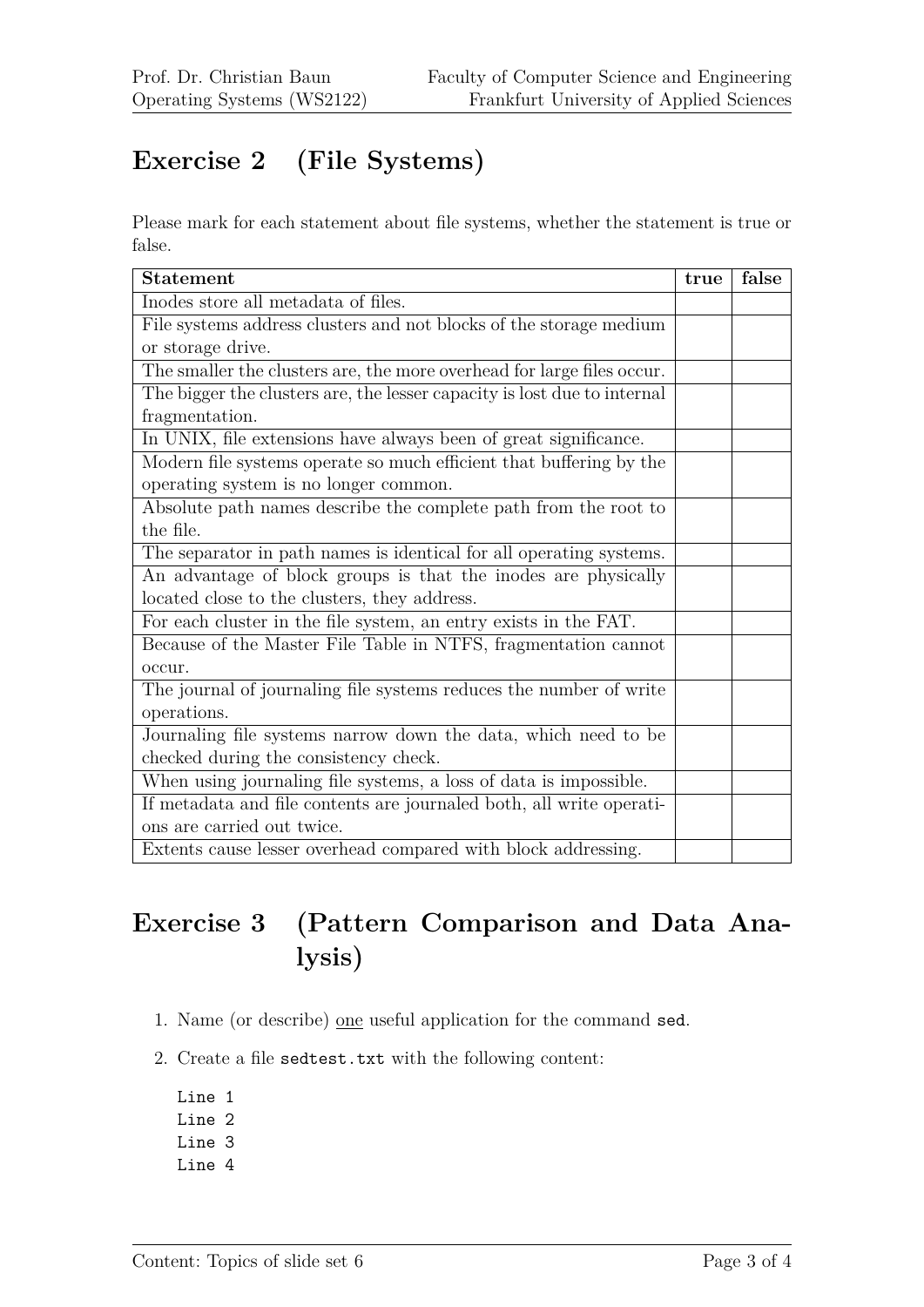## Exercise 2 (File Systems)

Please mark for each statement about file systems, whether the statement is true or false.

| Statement | true | false |
|---|---|---|
| Inodes store all metadata of files. | | |
| File systems address clusters and not blocks of the storage medium or storage drive. | | |
| The smaller the clusters are, the more overhead for large files occur. | | |
| The bigger the clusters are, the lesser capacity is lost due to internal fragmentation. | | |
| In UNIX, file extensions have always been of great significance. | | |
| Modern file systems operate so much efficient that buffering by the operating system is no longer common. | | |
| Absolute path names describe the complete path from the root to the file. | | |
| The separator in path names is identical for all operating systems. | | |
| An advantage of block groups is that the inodes are physically located close to the clusters, they address. | | |
| For each cluster in the file system, an entry exists in the FAT. | | |
| Because of the Master File Table in NTFS, fragmentation cannot occur. | | |
| The journal of journaling file systems reduces the number of write operations. | | |
| Journaling file systems narrow down the data, which need to be checked during the consistency check. | | |
| When using journaling file systems, a loss of data is impossible. | | |
| If metadata and file contents are journaled both, all write operations are carried out twice. | | |
| Extents cause lesser overhead compared with block addressing. | | |

## Exercise 3 (Pattern Comparison and Data Analysis)

1. Name (or describe) one useful application for the command `sed`.

2. Create a file `sedtest.txt` with the following content:

```
Line 1
Line 2
Line 3
Line 4
```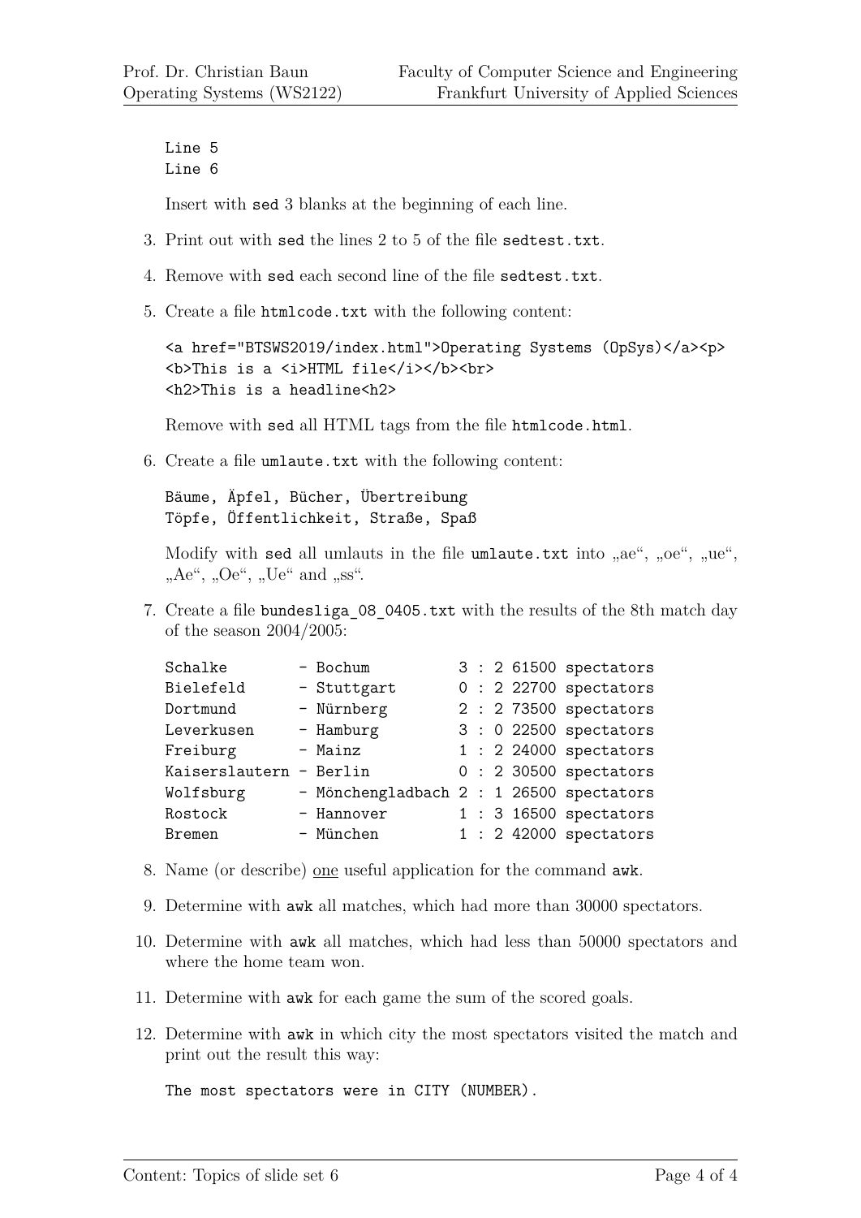```
Line 5
Line 6
```

Insert with sed 3 blanks at the beginning of each line.

3. Print out with sed the lines 2 to 5 of the file sedtest.txt.

4. Remove with sed each second line of the file sedtest.txt.

5. Create a file htmlcode.txt with the following content:

```
<a href="BTSWS2019/index.html">Operating Systems (OpSys)</a><p>
<b>This is a <i>HTML file</i></b><br>
<h2>This is a headline<h2>
```

Remove with sed all HTML tags from the file htmlcode.html.

6. Create a file umlaute.txt with the following content:

```
Bäume, Äpfel, Bücher, Übertreibung
Töpfe, Öffentlichkeit, Straße, Spaß
```

Modify with sed all umlauts in the file umlaute.txt into „ae", „oe", „ue", „Ae", „Oe", „Ue" and „ss".

7. Create a file bundesliga_08_0405.txt with the results of the 8th match day of the season 2004/2005:

```
Schalke         - Bochum          3 : 2 61500 spectators
Bielefeld       - Stuttgart       0 : 2 22700 spectators
Dortmund        - Nürnberg        2 : 2 73500 spectators
Leverkusen      - Hamburg         3 : 0 22500 spectators
Freiburg        - Mainz           1 : 2 24000 spectators
Kaiserslautern  - Berlin          0 : 2 30500 spectators
Wolfsburg       - Mönchengladbach 2 : 1 26500 spectators
Rostock         - Hannover        1 : 3 16500 spectators
Bremen          - München         1 : 2 42000 spectators
```

8. Name (or describe) one useful application for the command awk.

9. Determine with awk all matches, which had more than 30000 spectators.

10. Determine with awk all matches, which had less than 50000 spectators and where the home team won.

11. Determine with awk for each game the sum of the scored goals.

12. Determine with awk in which city the most spectators visited the match and print out the result this way:

```
The most spectators were in CITY (NUMBER).
```